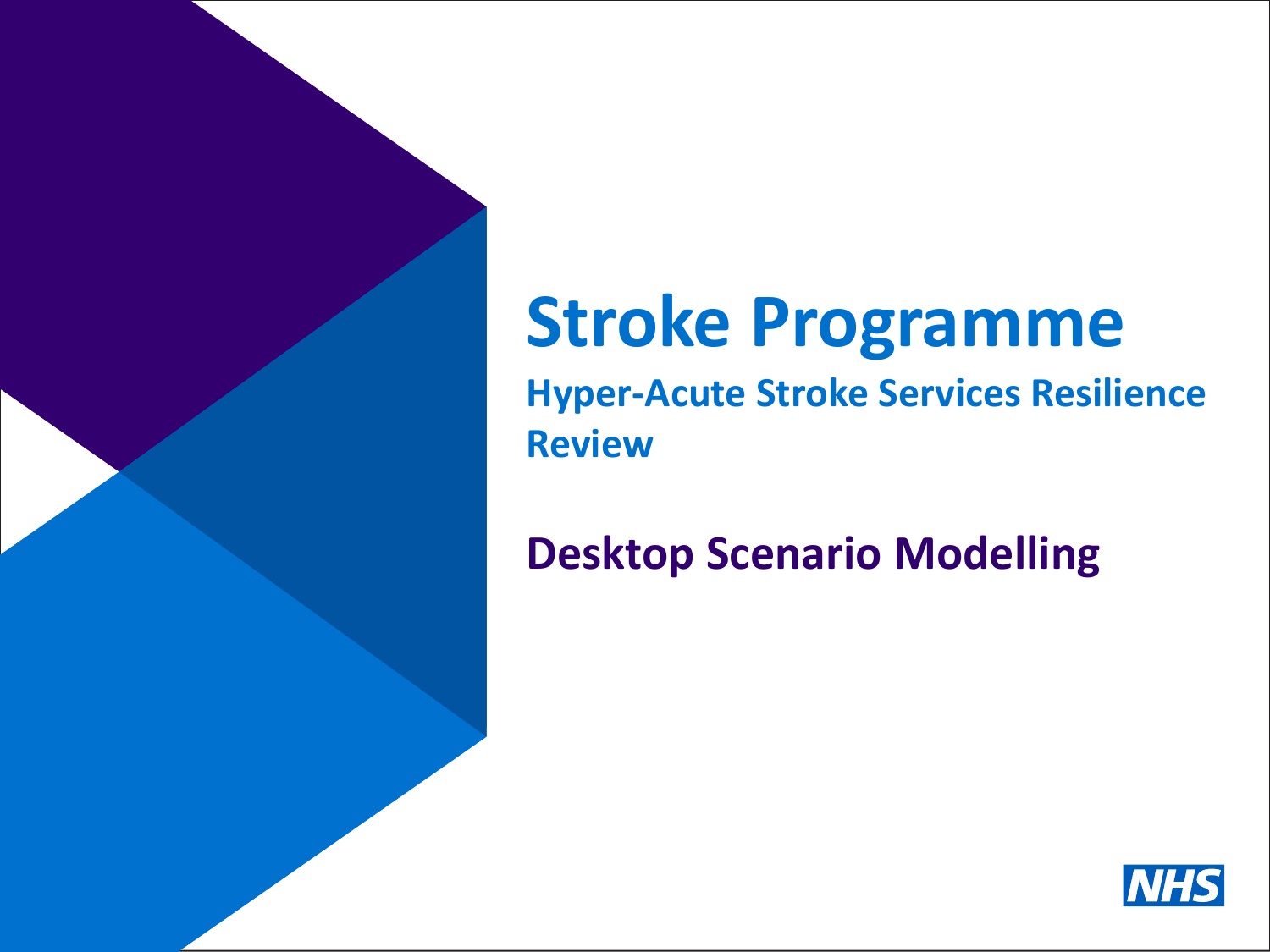# Stroke Programme

## Hyper-Acute Stroke Services Resilience Review

## Desktop Scenario Modelling

NHS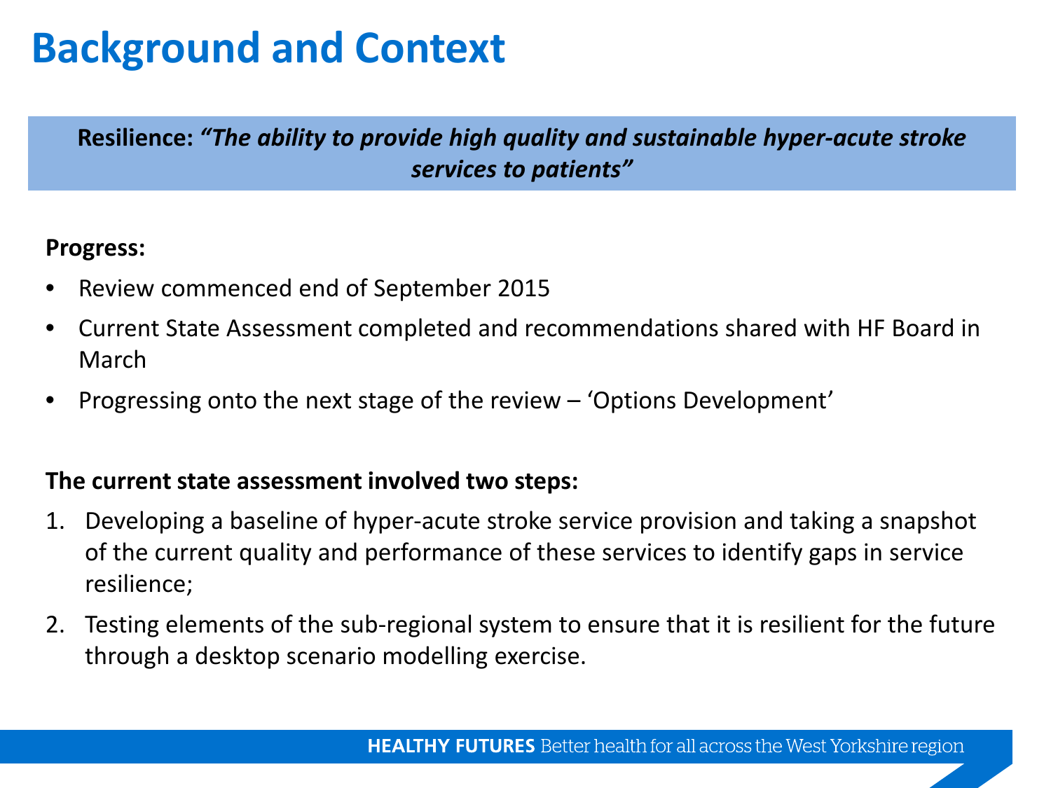# Background and Context

**Resilience:** ***"The ability to provide high quality and sustainable hyper-acute stroke services to patients"***

**Progress:**

- Review commenced end of September 2015
- Current State Assessment completed and recommendations shared with HF Board in March
- Progressing onto the next stage of the review – 'Options Development'

**The current state assessment involved two steps:**

1. Developing a baseline of hyper-acute stroke service provision and taking a snapshot of the current quality and performance of these services to identify gaps in service resilience;
2. Testing elements of the sub-regional system to ensure that it is resilient for the future through a desktop scenario modelling exercise.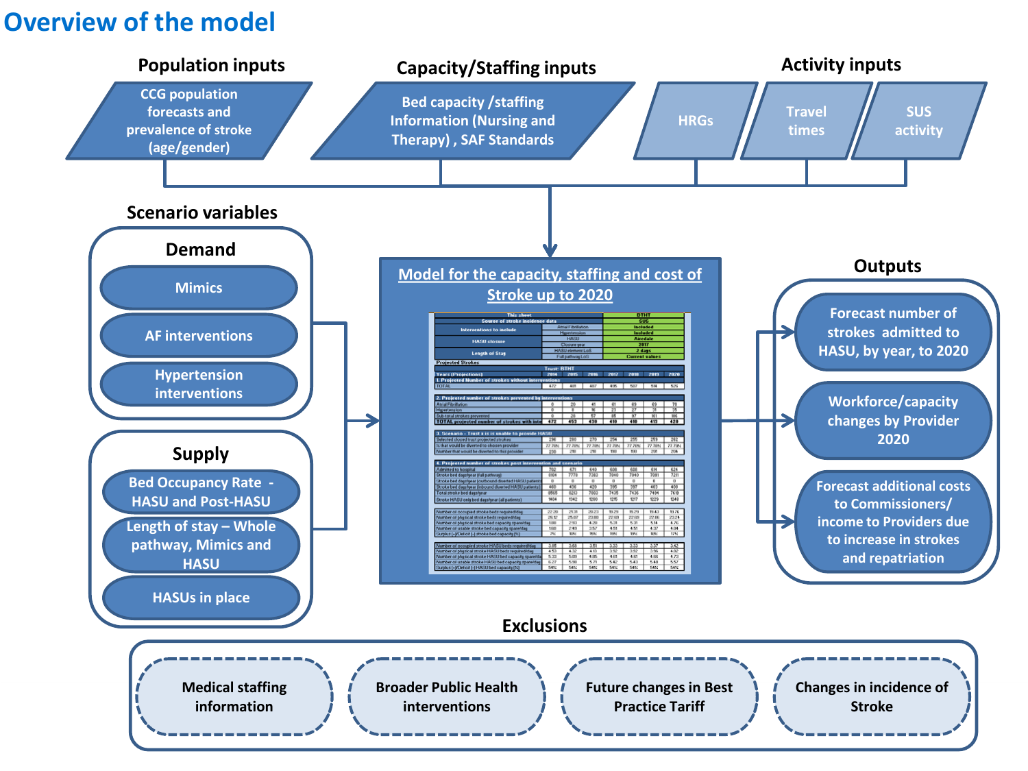# Overview of the model

## Population inputs

- CCG population forecasts and prevalence of stroke (age/gender)

## Capacity/Staffing inputs

- Bed capacity /staffing Information (Nursing and Therapy) , SAF Standards

## Activity inputs

- HRGs
- Travel times
- SUS activity

## Scenario variables

### Demand

- Mimics
- AF interventions
- Hypertension interventions

### Supply

- Bed Occupancy Rate - HASU and Post-HASU
- Length of stay – Whole pathway, Mimics and HASU
- HASUs in place

## Model for the capacity, staffing and cost of Stroke up to 2020

## Outputs

- Forecast number of strokes admitted to HASU, by year, to 2020
- Workforce/capacity changes by Provider 2020
- Forecast additional costs to Commissioners/ income to Providers due to increase in strokes and repatriation

## Exclusions

- Medical staffing information
- Broader Public Health interventions
- Future changes in Best Practice Tariff
- Changes in incidence of Stroke